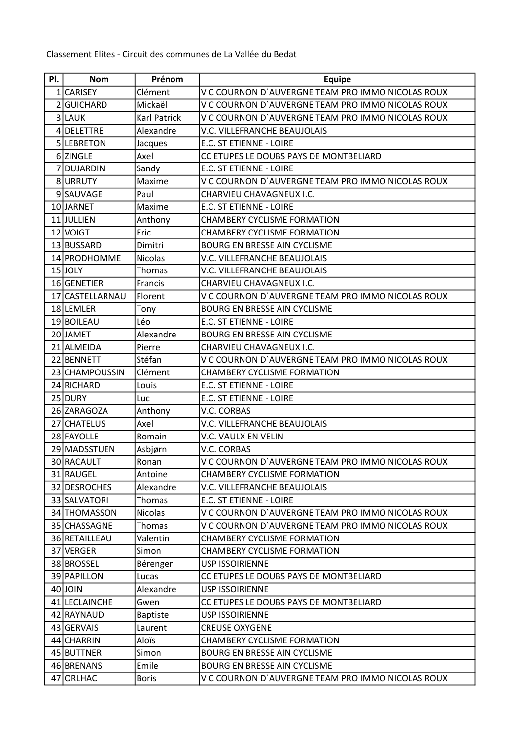Classement Elites - Circuit des communes de La Vallée du Bedat

| Pl. | Nom | Prénom | Equipe |
|---|---|---|---|
| 1 | CARISEY | Clément | V C COURNON D`AUVERGNE TEAM PRO IMMO NICOLAS ROUX |
| 2 | GUICHARD | Mickaël | V C COURNON D`AUVERGNE TEAM PRO IMMO NICOLAS ROUX |
| 3 | LAUK | Karl Patrick | V C COURNON D`AUVERGNE TEAM PRO IMMO NICOLAS ROUX |
| 4 | DELETTRE | Alexandre | V.C. VILLEFRANCHE BEAUJOLAIS |
| 5 | LEBRETON | Jacques | E.C. ST ETIENNE - LOIRE |
| 6 | ZINGLE | Axel | CC ETUPES LE DOUBS PAYS DE MONTBELIARD |
| 7 | DUJARDIN | Sandy | E.C. ST ETIENNE - LOIRE |
| 8 | URRUTY | Maxime | V C COURNON D`AUVERGNE TEAM PRO IMMO NICOLAS ROUX |
| 9 | SAUVAGE | Paul | CHARVIEU CHAVAGNEUX I.C. |
| 10 | JARNET | Maxime | E.C. ST ETIENNE - LOIRE |
| 11 | JULLIEN | Anthony | CHAMBERY CYCLISME FORMATION |
| 12 | VOIGT | Eric | CHAMBERY CYCLISME FORMATION |
| 13 | BUSSARD | Dimitri | BOURG EN BRESSE AIN CYCLISME |
| 14 | PRODHOMME | Nicolas | V.C. VILLEFRANCHE BEAUJOLAIS |
| 15 | JOLY | Thomas | V.C. VILLEFRANCHE BEAUJOLAIS |
| 16 | GENETIER | Francis | CHARVIEU CHAVAGNEUX I.C. |
| 17 | CASTELLARNAU | Florent | V C COURNON D`AUVERGNE TEAM PRO IMMO NICOLAS ROUX |
| 18 | LEMLER | Tony | BOURG EN BRESSE AIN CYCLISME |
| 19 | BOILEAU | Léo | E.C. ST ETIENNE - LOIRE |
| 20 | JAMET | Alexandre | BOURG EN BRESSE AIN CYCLISME |
| 21 | ALMEIDA | Pierre | CHARVIEU CHAVAGNEUX I.C. |
| 22 | BENNETT | Stéfan | V C COURNON D`AUVERGNE TEAM PRO IMMO NICOLAS ROUX |
| 23 | CHAMPOUSSIN | Clément | CHAMBERY CYCLISME FORMATION |
| 24 | RICHARD | Louis | E.C. ST ETIENNE - LOIRE |
| 25 | DURY | Luc | E.C. ST ETIENNE - LOIRE |
| 26 | ZARAGOZA | Anthony | V.C. CORBAS |
| 27 | CHATELUS | Axel | V.C. VILLEFRANCHE BEAUJOLAIS |
| 28 | FAYOLLE | Romain | V.C. VAULX EN VELIN |
| 29 | MADSSTUEN | Asbjørn | V.C. CORBAS |
| 30 | RACAULT | Ronan | V C COURNON D`AUVERGNE TEAM PRO IMMO NICOLAS ROUX |
| 31 | RAUGEL | Antoine | CHAMBERY CYCLISME FORMATION |
| 32 | DESROCHES | Alexandre | V.C. VILLEFRANCHE BEAUJOLAIS |
| 33 | SALVATORI | Thomas | E.C. ST ETIENNE - LOIRE |
| 34 | THOMASSON | Nicolas | V C COURNON D`AUVERGNE TEAM PRO IMMO NICOLAS ROUX |
| 35 | CHASSAGNE | Thomas | V C COURNON D`AUVERGNE TEAM PRO IMMO NICOLAS ROUX |
| 36 | RETAILLEAU | Valentin | CHAMBERY CYCLISME FORMATION |
| 37 | VERGER | Simon | CHAMBERY CYCLISME FORMATION |
| 38 | BROSSEL | Bérenger | USP ISSOIRIENNE |
| 39 | PAPILLON | Lucas | CC ETUPES LE DOUBS PAYS DE MONTBELIARD |
| 40 | JOIN | Alexandre | USP ISSOIRIENNE |
| 41 | LECLAINCHE | Gwen | CC ETUPES LE DOUBS PAYS DE MONTBELIARD |
| 42 | RAYNAUD | Baptiste | USP ISSOIRIENNE |
| 43 | GERVAIS | Laurent | CREUSE OXYGENE |
| 44 | CHARRIN | Aloïs | CHAMBERY CYCLISME FORMATION |
| 45 | BUTTNER | Simon | BOURG EN BRESSE AIN CYCLISME |
| 46 | BRENANS | Emile | BOURG EN BRESSE AIN CYCLISME |
| 47 | ORLHAC | Boris | V C COURNON D`AUVERGNE TEAM PRO IMMO NICOLAS ROUX |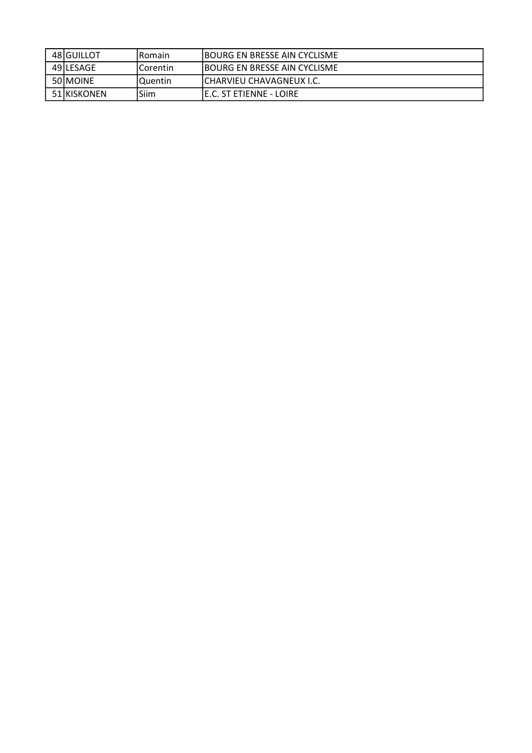| | | | |
|---|---|---|---|
| 48 | GUILLOT | Romain | BOURG EN BRESSE AIN CYCLISME |
| 49 | LESAGE | Corentin | BOURG EN BRESSE AIN CYCLISME |
| 50 | MOINE | Quentin | CHARVIEU CHAVAGNEUX I.C. |
| 51 | KISKONEN | Siim | E.C. ST ETIENNE - LOIRE |